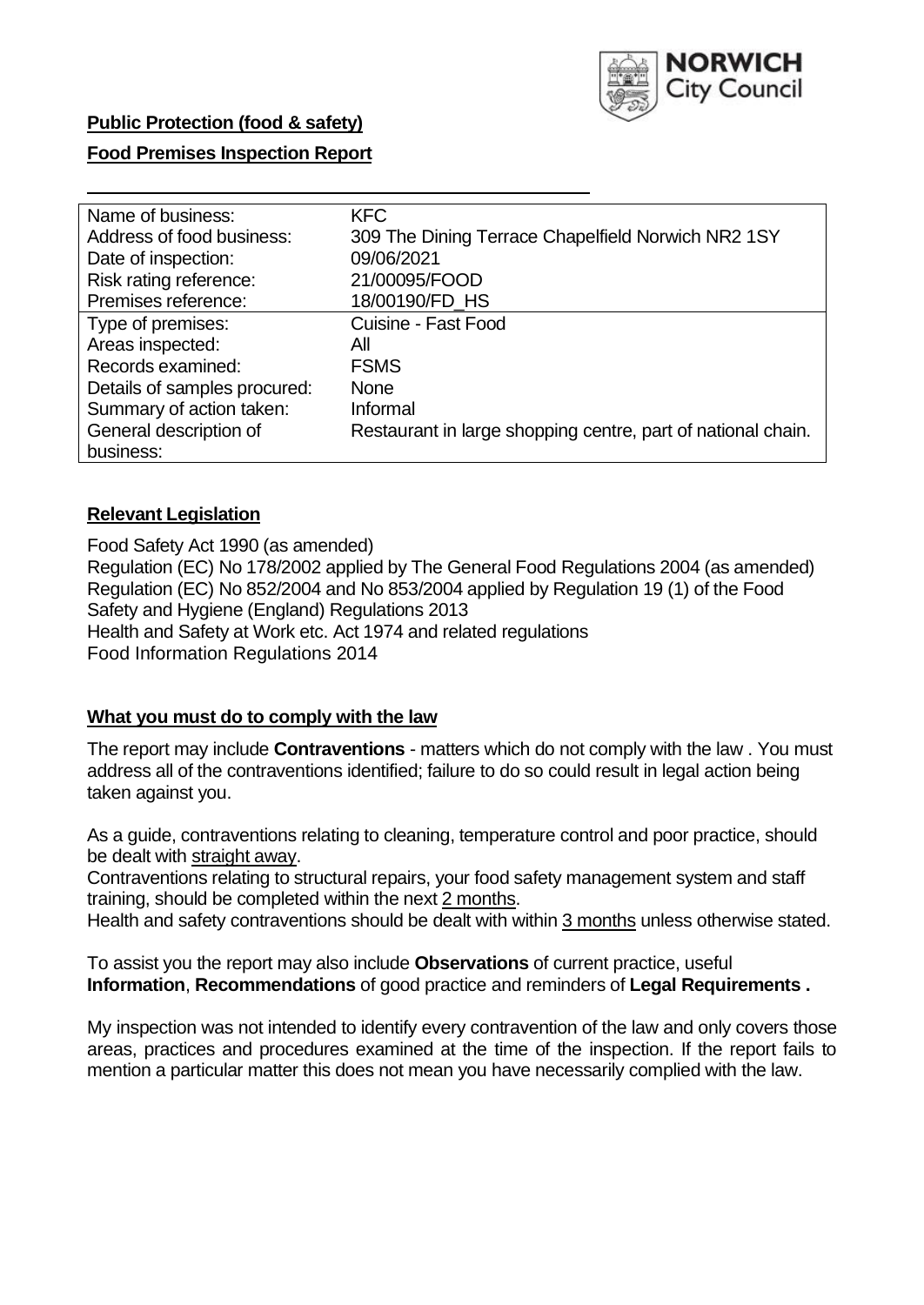NORWICH City Council

**Public Protection (food & safety)**

**Food Premises Inspection Report**

| | |
|---|---|
| Name of business: | KFC |
| Address of food business: | 309 The Dining Terrace Chapelfield Norwich NR2 1SY |
| Date of inspection: | 09/06/2021 |
| Risk rating reference: | 21/00095/FOOD |
| Premises reference: | 18/00190/FD_HS |
| Type of premises: | Cuisine - Fast Food |
| Areas inspected: | All |
| Records examined: | FSMS |
| Details of samples procured: | None |
| Summary of action taken: | Informal |
| General description of business: | Restaurant in large shopping centre, part of national chain. |

**Relevant Legislation**

Food Safety Act 1990 (as amended)
Regulation (EC) No 178/2002 applied by The General Food Regulations 2004 (as amended)
Regulation (EC) No 852/2004 and No 853/2004 applied by Regulation 19 (1) of the Food Safety and Hygiene (England) Regulations 2013
Health and Safety at Work etc. Act 1974 and related regulations
Food Information Regulations 2014

**What you must do to comply with the law**

The report may include **Contraventions** - matters which do not comply with the law . You must address all of the contraventions identified; failure to do so could result in legal action being taken against you.

As a guide, contraventions relating to cleaning, temperature control and poor practice, should be dealt with straight away.

Contraventions relating to structural repairs, your food safety management system and staff training, should be completed within the next 2 months.

Health and safety contraventions should be dealt with within 3 months unless otherwise stated.

To assist you the report may also include **Observations** of current practice, useful **Information**, **Recommendations** of good practice and reminders of **Legal Requirements .**

My inspection was not intended to identify every contravention of the law and only covers those areas, practices and procedures examined at the time of the inspection. If the report fails to mention a particular matter this does not mean you have necessarily complied with the law.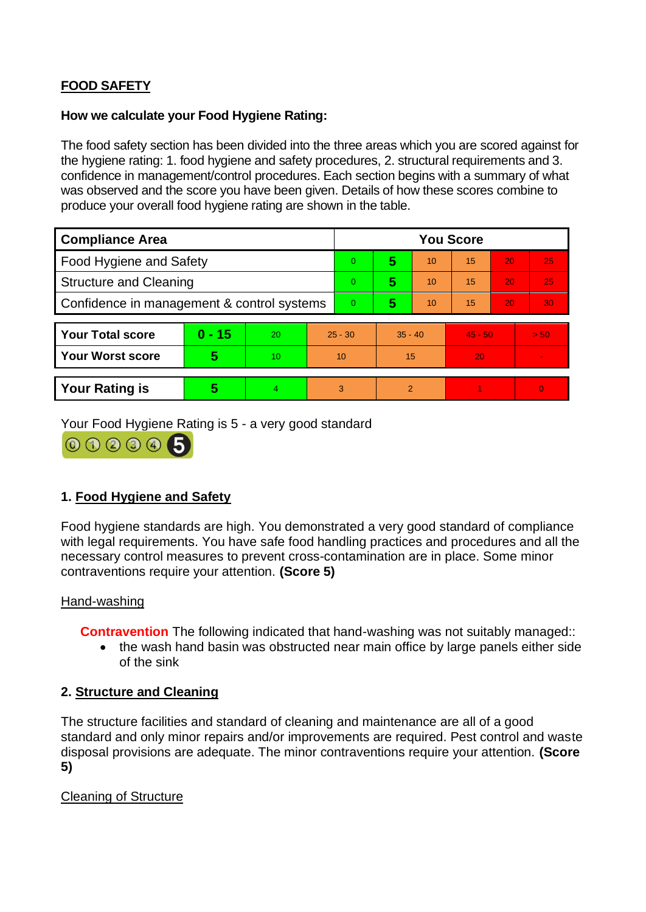## FOOD SAFETY

**How we calculate your Food Hygiene Rating:**

The food safety section has been divided into the three areas which you are scored against for the hygiene rating: 1. food hygiene and safety procedures, 2. structural requirements and 3. confidence in management/control procedures. Each section begins with a summary of what was observed and the score you have been given. Details of how these scores combine to produce your overall food hygiene rating are shown in the table.

| Compliance Area | You Score | | | | | |
|---|---|---|---|---|---|---|
| Food Hygiene and Safety | 0 | **5** | 10 | 15 | 20 | 25 |
| Structure and Cleaning | 0 | **5** | 10 | 15 | 20 | 25 |
| Confidence in management & control systems | 0 | **5** | 10 | 15 | 20 | 30 |

| | | | | | | |
|---|---|---|---|---|---|---|
| **Your Total score** | **0 - 15** | 20 | 25 - 30 | 35 - 40 | 45 - 50 | > 50 |
| **Your Worst score** | **5** | 10 | 10 | 15 | 20 | - |

| | | | | | | |
|---|---|---|---|---|---|---|
| **Your Rating is** | **5** | 4 | 3 | 2 | 1 | 0 |

Your Food Hygiene Rating is 5 - a very good standard

### 1. Food Hygiene and Safety

Food hygiene standards are high. You demonstrated a very good standard of compliance with legal requirements. You have safe food handling practices and procedures and all the necessary control measures to prevent cross-contamination are in place. Some minor contraventions require your attention. **(Score 5)**

Hand-washing

**Contravention** The following indicated that hand-washing was not suitably managed::

- the wash hand basin was obstructed near main office by large panels either side of the sink

### 2. Structure and Cleaning

The structure facilities and standard of cleaning and maintenance are all of a good standard and only minor repairs and/or improvements are required. Pest control and waste disposal provisions are adequate. The minor contraventions require your attention. **(Score 5)**

Cleaning of Structure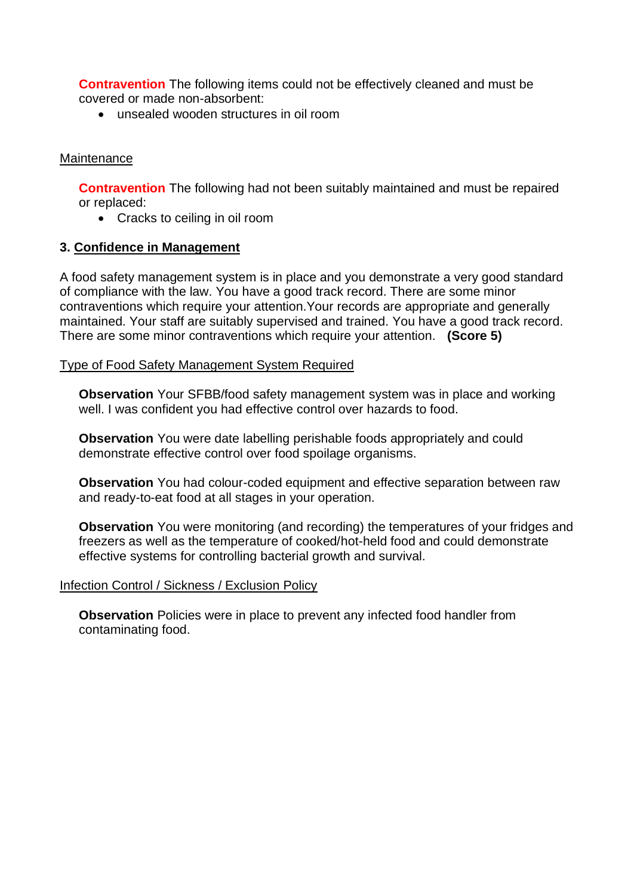**Contravention** The following items could not be effectively cleaned and must be covered or made non-absorbent:

- unsealed wooden structures in oil room

Maintenance

**Contravention** The following had not been suitably maintained and must be repaired or replaced:

- Cracks to ceiling in oil room

## 3. Confidence in Management

A food safety management system is in place and you demonstrate a very good standard of compliance with the law. You have a good track record. There are some minor contraventions which require your attention.Your records are appropriate and generally maintained. Your staff are suitably supervised and trained. You have a good track record. There are some minor contraventions which require your attention. **(Score 5)**

Type of Food Safety Management System Required

**Observation** Your SFBB/food safety management system was in place and working well. I was confident you had effective control over hazards to food.

**Observation** You were date labelling perishable foods appropriately and could demonstrate effective control over food spoilage organisms.

**Observation** You had colour-coded equipment and effective separation between raw and ready-to-eat food at all stages in your operation.

**Observation** You were monitoring (and recording) the temperatures of your fridges and freezers as well as the temperature of cooked/hot-held food and could demonstrate effective systems for controlling bacterial growth and survival.

Infection Control / Sickness / Exclusion Policy

**Observation** Policies were in place to prevent any infected food handler from contaminating food.